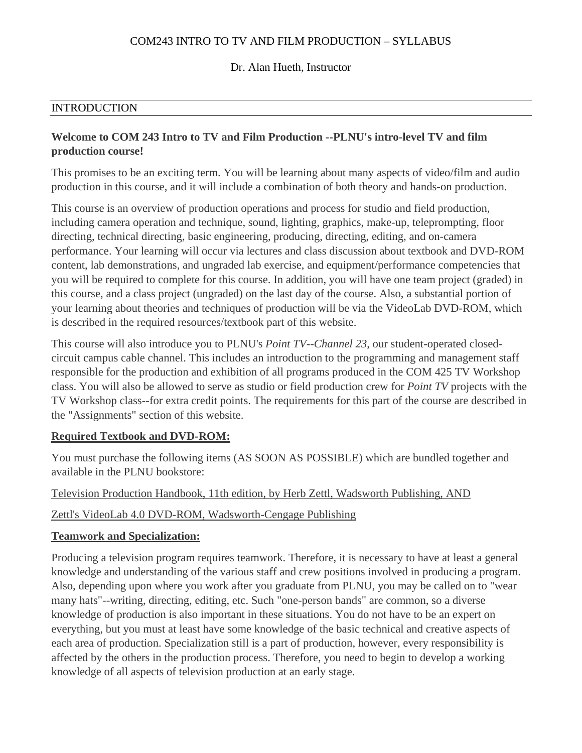# COM243 INTRO TO TV AND FILM PRODUCTION – SYLLABUS

Dr. Alan Hueth, Instructor

## INTRODUCTION

**Welcome to COM 243 Intro to TV and Film Production --PLNU's intro-level TV and film production course!**

This promises to be an exciting term. You will be learning about many aspects of video/film and audio production in this course, and it will include a combination of both theory and hands-on production.

This course is an overview of production operations and process for studio and field production, including camera operation and technique, sound, lighting, graphics, make-up, teleprompting, floor directing, technical directing, basic engineering, producing, directing, editing, and on-camera performance. Your learning will occur via lectures and class discussion about textbook and DVD-ROM content, lab demonstrations, and ungraded lab exercise, and equipment/performance competencies that you will be required to complete for this course. In addition, you will have one team project (graded) in this course, and a class project (ungraded) on the last day of the course. Also, a substantial portion of your learning about theories and techniques of production will be via the VideoLab DVD-ROM, which is described in the required resources/textbook part of this website.

This course will also introduce you to PLNU's *Point TV--Channel 23*, our student-operated closed-circuit campus cable channel. This includes an introduction to the programming and management staff responsible for the production and exhibition of all programs produced in the COM 425 TV Workshop class. You will also be allowed to serve as studio or field production crew for *Point TV* projects with the TV Workshop class--for extra credit points. The requirements for this part of the course are described in the "Assignments" section of this website.

**Required Textbook and DVD-ROM:**

You must purchase the following items (AS SOON AS POSSIBLE) which are bundled together and available in the PLNU bookstore:

Television Production Handbook, 11th edition, by Herb Zettl, Wadsworth Publishing, AND

Zettl's VideoLab 4.0 DVD-ROM, Wadsworth-Cengage Publishing

**Teamwork and Specialization:**

Producing a television program requires teamwork. Therefore, it is necessary to have at least a general knowledge and understanding of the various staff and crew positions involved in producing a program. Also, depending upon where you work after you graduate from PLNU, you may be called on to "wear many hats"--writing, directing, editing, etc. Such "one-person bands" are common, so a diverse knowledge of production is also important in these situations. You do not have to be an expert on everything, but you must at least have some knowledge of the basic technical and creative aspects of each area of production. Specialization still is a part of production, however, every responsibility is affected by the others in the production process. Therefore, you need to begin to develop a working knowledge of all aspects of television production at an early stage.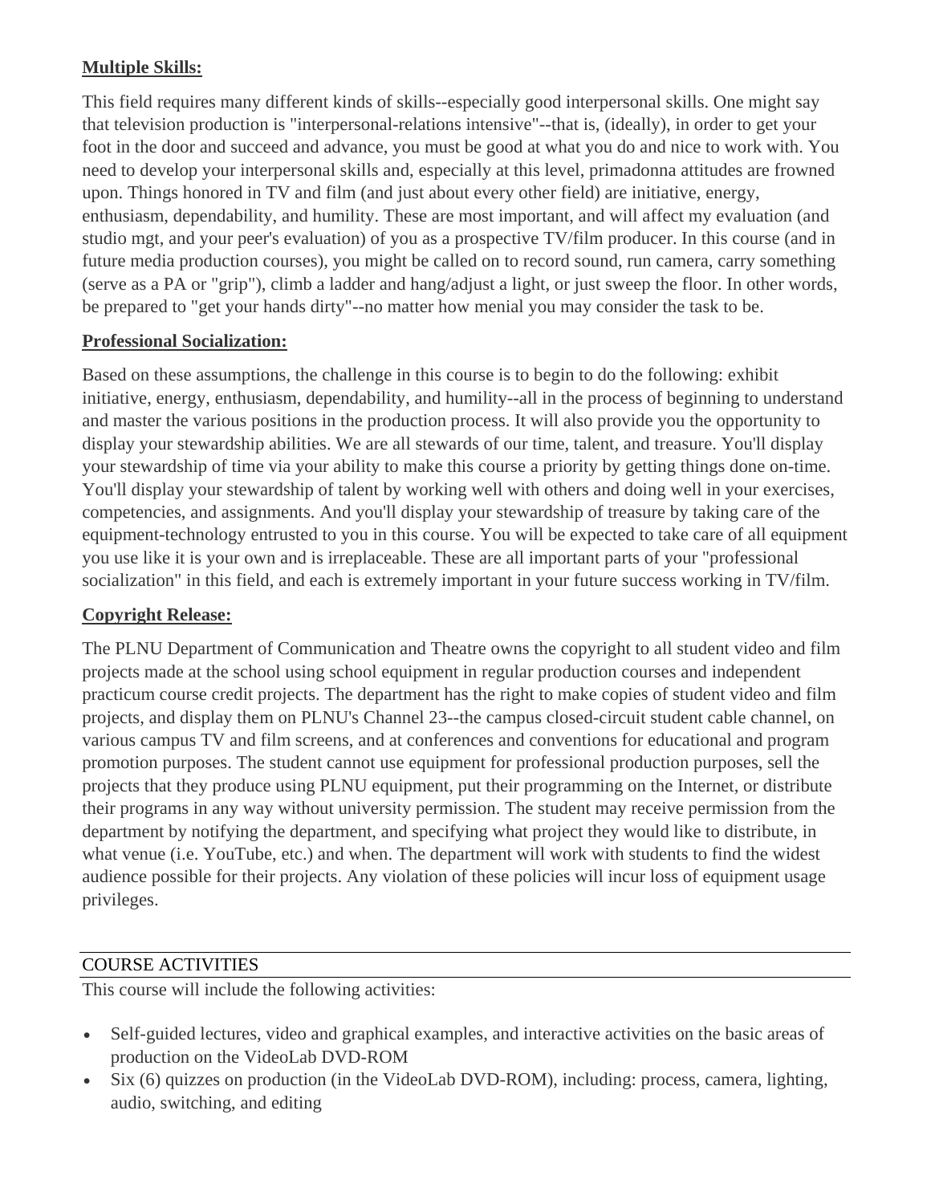**Multiple Skills:**

This field requires many different kinds of skills--especially good interpersonal skills. One might say that television production is "interpersonal-relations intensive"--that is, (ideally), in order to get your foot in the door and succeed and advance, you must be good at what you do and nice to work with. You need to develop your interpersonal skills and, especially at this level, primadonna attitudes are frowned upon. Things honored in TV and film (and just about every other field) are initiative, energy, enthusiasm, dependability, and humility. These are most important, and will affect my evaluation (and studio mgt, and your peer's evaluation) of you as a prospective TV/film producer. In this course (and in future media production courses), you might be called on to record sound, run camera, carry something (serve as a PA or "grip"), climb a ladder and hang/adjust a light, or just sweep the floor. In other words, be prepared to "get your hands dirty"--no matter how menial you may consider the task to be.

**Professional Socialization:**

Based on these assumptions, the challenge in this course is to begin to do the following: exhibit initiative, energy, enthusiasm, dependability, and humility--all in the process of beginning to understand and master the various positions in the production process. It will also provide you the opportunity to display your stewardship abilities. We are all stewards of our time, talent, and treasure. You'll display your stewardship of time via your ability to make this course a priority by getting things done on-time. You'll display your stewardship of talent by working well with others and doing well in your exercises, competencies, and assignments. And you'll display your stewardship of treasure by taking care of the equipment-technology entrusted to you in this course. You will be expected to take care of all equipment you use like it is your own and is irreplaceable. These are all important parts of your "professional socialization" in this field, and each is extremely important in your future success working in TV/film.

**Copyright Release:**

The PLNU Department of Communication and Theatre owns the copyright to all student video and film projects made at the school using school equipment in regular production courses and independent practicum course credit projects. The department has the right to make copies of student video and film projects, and display them on PLNU's Channel 23--the campus closed-circuit student cable channel, on various campus TV and film screens, and at conferences and conventions for educational and program promotion purposes. The student cannot use equipment for professional production purposes, sell the projects that they produce using PLNU equipment, put their programming on the Internet, or distribute their programs in any way without university permission. The student may receive permission from the department by notifying the department, and specifying what project they would like to distribute, in what venue (i.e. YouTube, etc.) and when. The department will work with students to find the widest audience possible for their projects. Any violation of these policies will incur loss of equipment usage privileges.

## COURSE ACTIVITIES

This course will include the following activities:

- Self-guided lectures, video and graphical examples, and interactive activities on the basic areas of production on the VideoLab DVD-ROM
- Six (6) quizzes on production (in the VideoLab DVD-ROM), including: process, camera, lighting, audio, switching, and editing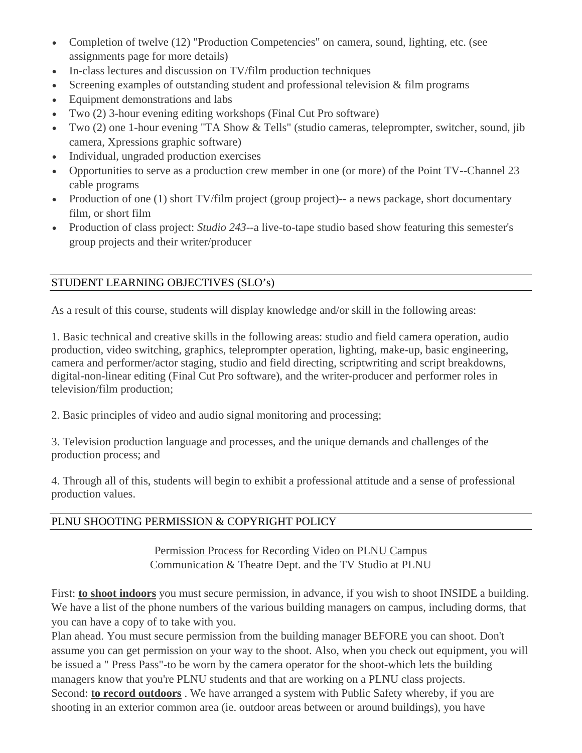- Completion of twelve (12) "Production Competencies" on camera, sound, lighting, etc. (see assignments page for more details)
- In-class lectures and discussion on TV/film production techniques
- Screening examples of outstanding student and professional television & film programs
- Equipment demonstrations and labs
- Two (2) 3-hour evening editing workshops (Final Cut Pro software)
- Two (2) one 1-hour evening "TA Show & Tells" (studio cameras, teleprompter, switcher, sound, jib camera, Xpressions graphic software)
- Individual, ungraded production exercises
- Opportunities to serve as a production crew member in one (or more) of the Point TV--Channel 23 cable programs
- Production of one (1) short TV/film project (group project)-- a news package, short documentary film, or short film
- Production of class project: *Studio 243*--a live-to-tape studio based show featuring this semester's group projects and their writer/producer

## STUDENT LEARNING OBJECTIVES (SLO's)

As a result of this course, students will display knowledge and/or skill in the following areas:

1. Basic technical and creative skills in the following areas: studio and field camera operation, audio production, video switching, graphics, teleprompter operation, lighting, make-up, basic engineering, camera and performer/actor staging, studio and field directing, scriptwriting and script breakdowns, digital-non-linear editing (Final Cut Pro software), and the writer-producer and performer roles in television/film production;

2. Basic principles of video and audio signal monitoring and processing;

3. Television production language and processes, and the unique demands and challenges of the production process; and

4. Through all of this, students will begin to exhibit a professional attitude and a sense of professional production values.

## PLNU SHOOTING PERMISSION & COPYRIGHT POLICY

Permission Process for Recording Video on PLNU Campus
Communication & Theatre Dept. and the TV Studio at PLNU

First: **to shoot indoors** you must secure permission, in advance, if you wish to shoot INSIDE a building. We have a list of the phone numbers of the various building managers on campus, including dorms, that you can have a copy of to take with you.
Plan ahead. You must secure permission from the building manager BEFORE you can shoot. Don't assume you can get permission on your way to the shoot. Also, when you check out equipment, you will be issued a " Press Pass"-to be worn by the camera operator for the shoot-which lets the building managers know that you're PLNU students and that are working on a PLNU class projects.
Second: **to record outdoors** . We have arranged a system with Public Safety whereby, if you are shooting in an exterior common area (ie. outdoor areas between or around buildings), you have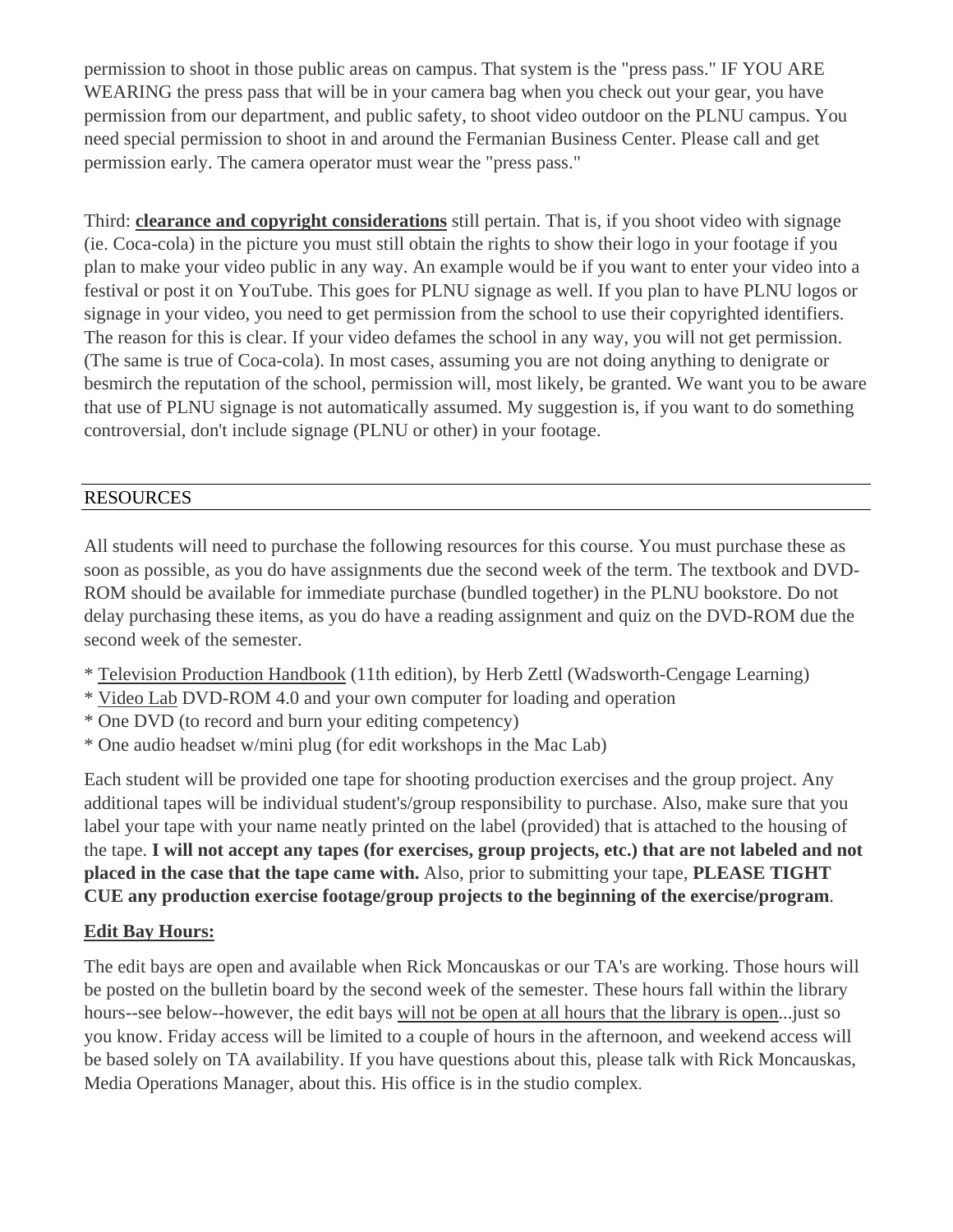permission to shoot in those public areas on campus. That system is the "press pass." IF YOU ARE WEARING the press pass that will be in your camera bag when you check out your gear, you have permission from our department, and public safety, to shoot video outdoor on the PLNU campus. You need special permission to shoot in and around the Fermanian Business Center. Please call and get permission early. The camera operator must wear the "press pass."

Third: **clearance and copyright considerations** still pertain. That is, if you shoot video with signage (ie. Coca-cola) in the picture you must still obtain the rights to show their logo in your footage if you plan to make your video public in any way. An example would be if you want to enter your video into a festival or post it on YouTube. This goes for PLNU signage as well. If you plan to have PLNU logos or signage in your video, you need to get permission from the school to use their copyrighted identifiers. The reason for this is clear. If your video defames the school in any way, you will not get permission. (The same is true of Coca-cola). In most cases, assuming you are not doing anything to denigrate or besmirch the reputation of the school, permission will, most likely, be granted. We want you to be aware that use of PLNU signage is not automatically assumed. My suggestion is, if you want to do something controversial, don't include signage (PLNU or other) in your footage.

## RESOURCES

All students will need to purchase the following resources for this course. You must purchase these as soon as possible, as you do have assignments due the second week of the term. The textbook and DVD-ROM should be available for immediate purchase (bundled together) in the PLNU bookstore. Do not delay purchasing these items, as you do have a reading assignment and quiz on the DVD-ROM due the second week of the semester.

* Television Production Handbook (11th edition), by Herb Zettl (Wadsworth-Cengage Learning)
* Video Lab DVD-ROM 4.0 and your own computer for loading and operation
* One DVD (to record and burn your editing competency)
* One audio headset w/mini plug (for edit workshops in the Mac Lab)

Each student will be provided one tape for shooting production exercises and the group project. Any additional tapes will be individual student's/group responsibility to purchase. Also, make sure that you label your tape with your name neatly printed on the label (provided) that is attached to the housing of the tape. **I will not accept any tapes (for exercises, group projects, etc.) that are not labeled and not placed in the case that the tape came with.** Also, prior to submitting your tape, **PLEASE TIGHT CUE any production exercise footage/group projects to the beginning of the exercise/program**.

### Edit Bay Hours:

The edit bays are open and available when Rick Moncauskas or our TA's are working. Those hours will be posted on the bulletin board by the second week of the semester. These hours fall within the library hours--see below--however, the edit bays will not be open at all hours that the library is open...just so you know. Friday access will be limited to a couple of hours in the afternoon, and weekend access will be based solely on TA availability. If you have questions about this, please talk with Rick Moncauskas, Media Operations Manager, about this. His office is in the studio complex.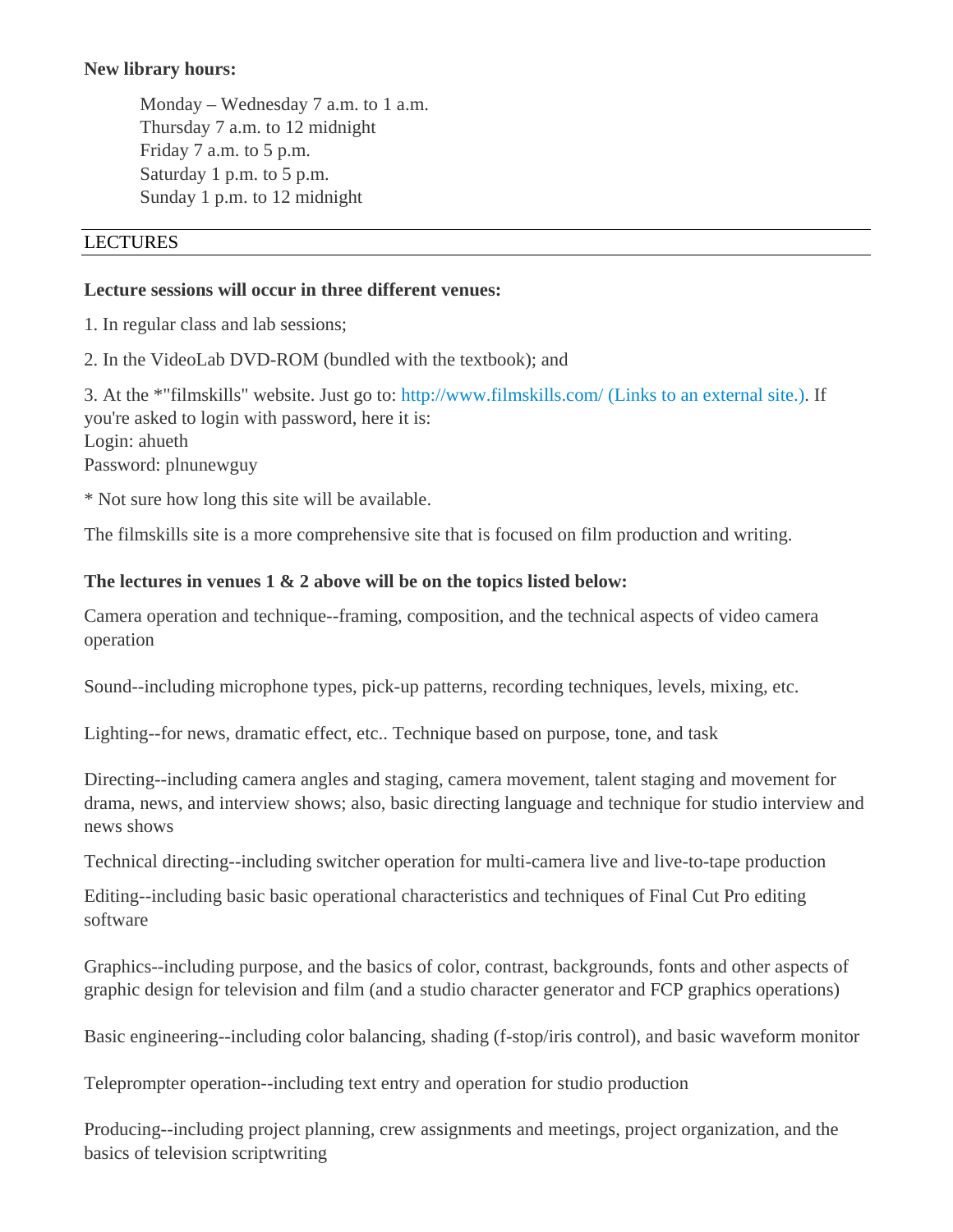**New library hours:**

Monday – Wednesday 7 a.m. to 1 a.m.
Thursday 7 a.m. to 12 midnight
Friday 7 a.m. to 5 p.m.
Saturday 1 p.m. to 5 p.m.
Sunday 1 p.m. to 12 midnight

---

LECTURES

---

**Lecture sessions will occur in three different venues:**

1. In regular class and lab sessions;

2. In the VideoLab DVD-ROM (bundled with the textbook); and

3. At the *"filmskills" website. Just go to: http://www.filmskills.com/ (Links to an external site.). If you're asked to login with password, here it is:
Login: ahueth
Password: plnunewguy

* Not sure how long this site will be available.

The filmskills site is a more comprehensive site that is focused on film production and writing.

**The lectures in venues 1 & 2 above will be on the topics listed below:**

Camera operation and technique--framing, composition, and the technical aspects of video camera operation

Sound--including microphone types, pick-up patterns, recording techniques, levels, mixing, etc.

Lighting--for news, dramatic effect, etc.. Technique based on purpose, tone, and task

Directing--including camera angles and staging, camera movement, talent staging and movement for drama, news, and interview shows; also, basic directing language and technique for studio interview and news shows

Technical directing--including switcher operation for multi-camera live and live-to-tape production

Editing--including basic basic operational characteristics and techniques of Final Cut Pro editing software

Graphics--including purpose, and the basics of color, contrast, backgrounds, fonts and other aspects of graphic design for television and film (and a studio character generator and FCP graphics operations)

Basic engineering--including color balancing, shading (f-stop/iris control), and basic waveform monitor

Teleprompter operation--including text entry and operation for studio production

Producing--including project planning, crew assignments and meetings, project organization, and the basics of television scriptwriting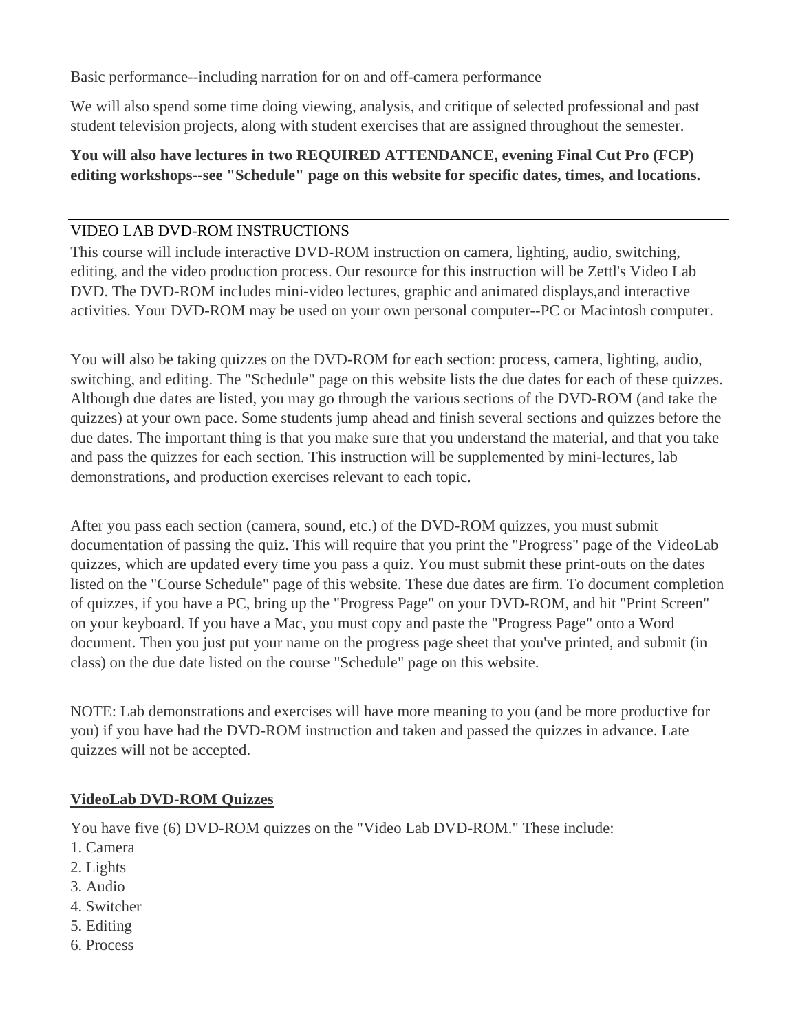Basic performance--including narration for on and off-camera performance

We will also spend some time doing viewing, analysis, and critique of selected professional and past student television projects, along with student exercises that are assigned throughout the semester.

**You will also have lectures in two REQUIRED ATTENDANCE, evening Final Cut Pro (FCP) editing workshops--see "Schedule" page on this website for specific dates, times, and locations.**

## VIDEO LAB DVD-ROM INSTRUCTIONS

This course will include interactive DVD-ROM instruction on camera, lighting, audio, switching, editing, and the video production process. Our resource for this instruction will be Zettl's Video Lab DVD. The DVD-ROM includes mini-video lectures, graphic and animated displays,and interactive activities. Your DVD-ROM may be used on your own personal computer--PC or Macintosh computer.

You will also be taking quizzes on the DVD-ROM for each section: process, camera, lighting, audio, switching, and editing. The "Schedule" page on this website lists the due dates for each of these quizzes. Although due dates are listed, you may go through the various sections of the DVD-ROM (and take the quizzes) at your own pace. Some students jump ahead and finish several sections and quizzes before the due dates. The important thing is that you make sure that you understand the material, and that you take and pass the quizzes for each section. This instruction will be supplemented by mini-lectures, lab demonstrations, and production exercises relevant to each topic.

After you pass each section (camera, sound, etc.) of the DVD-ROM quizzes, you must submit documentation of passing the quiz. This will require that you print the "Progress" page of the VideoLab quizzes, which are updated every time you pass a quiz. You must submit these print-outs on the dates listed on the "Course Schedule" page of this website. These due dates are firm. To document completion of quizzes, if you have a PC, bring up the "Progress Page" on your DVD-ROM, and hit "Print Screen" on your keyboard. If you have a Mac, you must copy and paste the "Progress Page" onto a Word document. Then you just put your name on the progress page sheet that you've printed, and submit (in class) on the due date listed on the course "Schedule" page on this website.

NOTE: Lab demonstrations and exercises will have more meaning to you (and be more productive for you) if you have had the DVD-ROM instruction and taken and passed the quizzes in advance. Late quizzes will not be accepted.

**VideoLab DVD-ROM Quizzes**

You have five (6) DVD-ROM quizzes on the "Video Lab DVD-ROM." These include:

1. Camera
2. Lights
3. Audio
4. Switcher
5. Editing
6. Process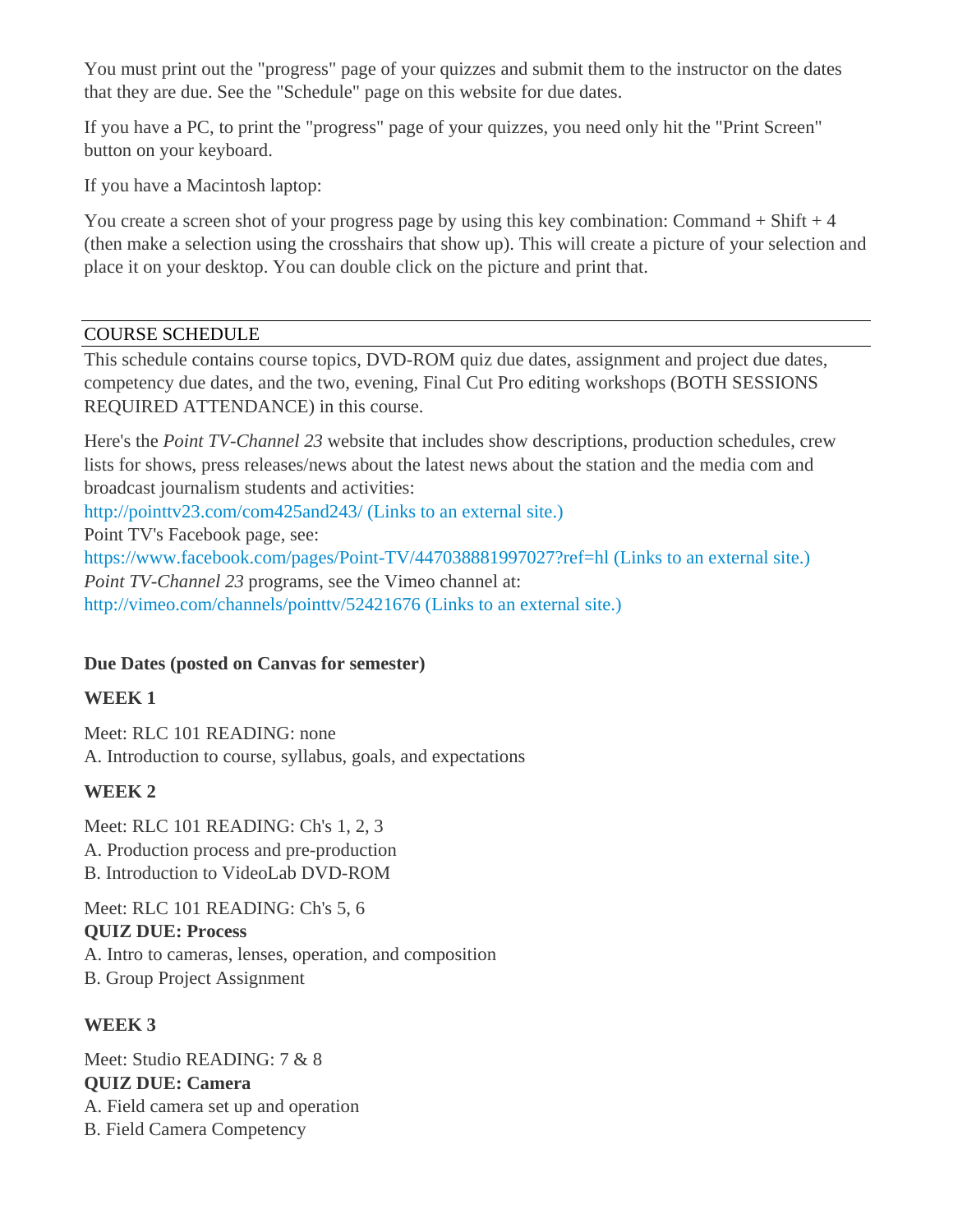You must print out the "progress" page of your quizzes and submit them to the instructor on the dates that they are due. See the "Schedule" page on this website for due dates.

If you have a PC, to print the "progress" page of your quizzes, you need only hit the "Print Screen" button on your keyboard.

If you have a Macintosh laptop:

You create a screen shot of your progress page by using this key combination: Command + Shift + 4 (then make a selection using the crosshairs that show up). This will create a picture of your selection and place it on your desktop. You can double click on the picture and print that.

## COURSE SCHEDULE

This schedule contains course topics, DVD-ROM quiz due dates, assignment and project due dates, competency due dates, and the two, evening, Final Cut Pro editing workshops (BOTH SESSIONS REQUIRED ATTENDANCE) in this course.

Here's the *Point TV-Channel 23* website that includes show descriptions, production schedules, crew lists for shows, press releases/news about the latest news about the station and the media com and broadcast journalism students and activities:
http://pointtv23.com/com425and243/ (Links to an external site.)
Point TV's Facebook page, see:
https://www.facebook.com/pages/Point-TV/447038881997027?ref=hl (Links to an external site.)
*Point TV-Channel 23* programs, see the Vimeo channel at:
http://vimeo.com/channels/pointtv/52421676 (Links to an external site.)

**Due Dates (posted on Canvas for semester)**

**WEEK 1**

Meet: RLC 101 READING: none
A. Introduction to course, syllabus, goals, and expectations

**WEEK 2**

Meet: RLC 101 READING: Ch's 1, 2, 3
A. Production process and pre-production
B. Introduction to VideoLab DVD-ROM

Meet: RLC 101 READING: Ch's 5, 6
**QUIZ DUE: Process**
A. Intro to cameras, lenses, operation, and composition
B. Group Project Assignment

**WEEK 3**

Meet: Studio READING: 7 & 8
**QUIZ DUE: Camera**
A. Field camera set up and operation
B. Field Camera Competency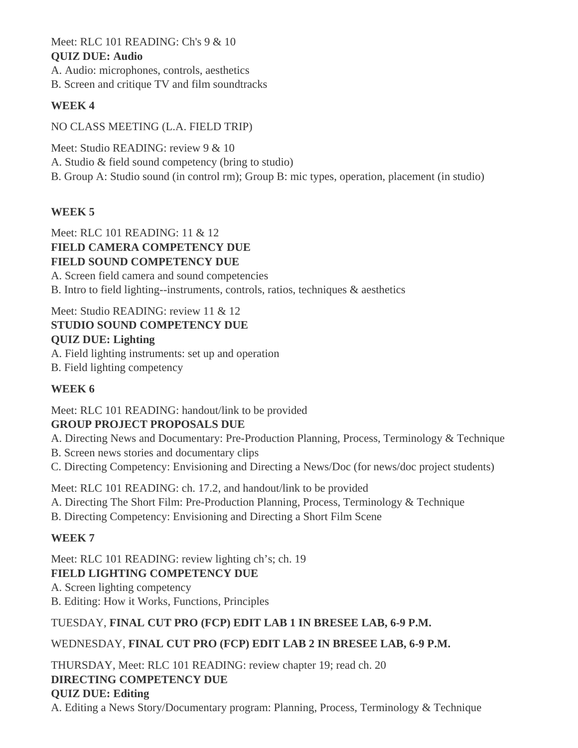Meet: RLC 101 READING: Ch's 9 & 10
**QUIZ DUE: Audio**
A. Audio: microphones, controls, aesthetics
B. Screen and critique TV and film soundtracks

**WEEK 4**

NO CLASS MEETING (L.A. FIELD TRIP)

Meet: Studio READING: review 9 & 10
A. Studio & field sound competency (bring to studio)
B. Group A: Studio sound (in control rm); Group B: mic types, operation, placement (in studio)

**WEEK 5**

Meet: RLC 101 READING: 11 & 12
**FIELD CAMERA COMPETENCY DUE**
**FIELD SOUND COMPETENCY DUE**
A. Screen field camera and sound competencies
B. Intro to field lighting--instruments, controls, ratios, techniques & aesthetics

Meet: Studio READING: review 11 & 12
**STUDIO SOUND COMPETENCY DUE**
**QUIZ DUE: Lighting**
A. Field lighting instruments: set up and operation
B. Field lighting competency

**WEEK 6**

Meet: RLC 101 READING: handout/link to be provided
**GROUP PROJECT PROPOSALS DUE**
A. Directing News and Documentary: Pre-Production Planning, Process, Terminology & Technique
B. Screen news stories and documentary clips
C. Directing Competency: Envisioning and Directing a News/Doc (for news/doc project students)

Meet: RLC 101 READING: ch. 17.2, and handout/link to be provided
A. Directing The Short Film: Pre-Production Planning, Process, Terminology & Technique
B. Directing Competency: Envisioning and Directing a Short Film Scene

**WEEK 7**

Meet: RLC 101 READING: review lighting ch's; ch. 19
**FIELD LIGHTING COMPETENCY DUE**
A. Screen lighting competency
B. Editing: How it Works, Functions, Principles

TUESDAY, **FINAL CUT PRO (FCP) EDIT LAB 1 IN BRESEE LAB, 6-9 P.M.**

WEDNESDAY, **FINAL CUT PRO (FCP) EDIT LAB 2 IN BRESEE LAB, 6-9 P.M.**

THURSDAY, Meet: RLC 101 READING: review chapter 19; read ch. 20
**DIRECTING COMPETENCY DUE**
**QUIZ DUE: Editing**
A. Editing a News Story/Documentary program: Planning, Process, Terminology & Technique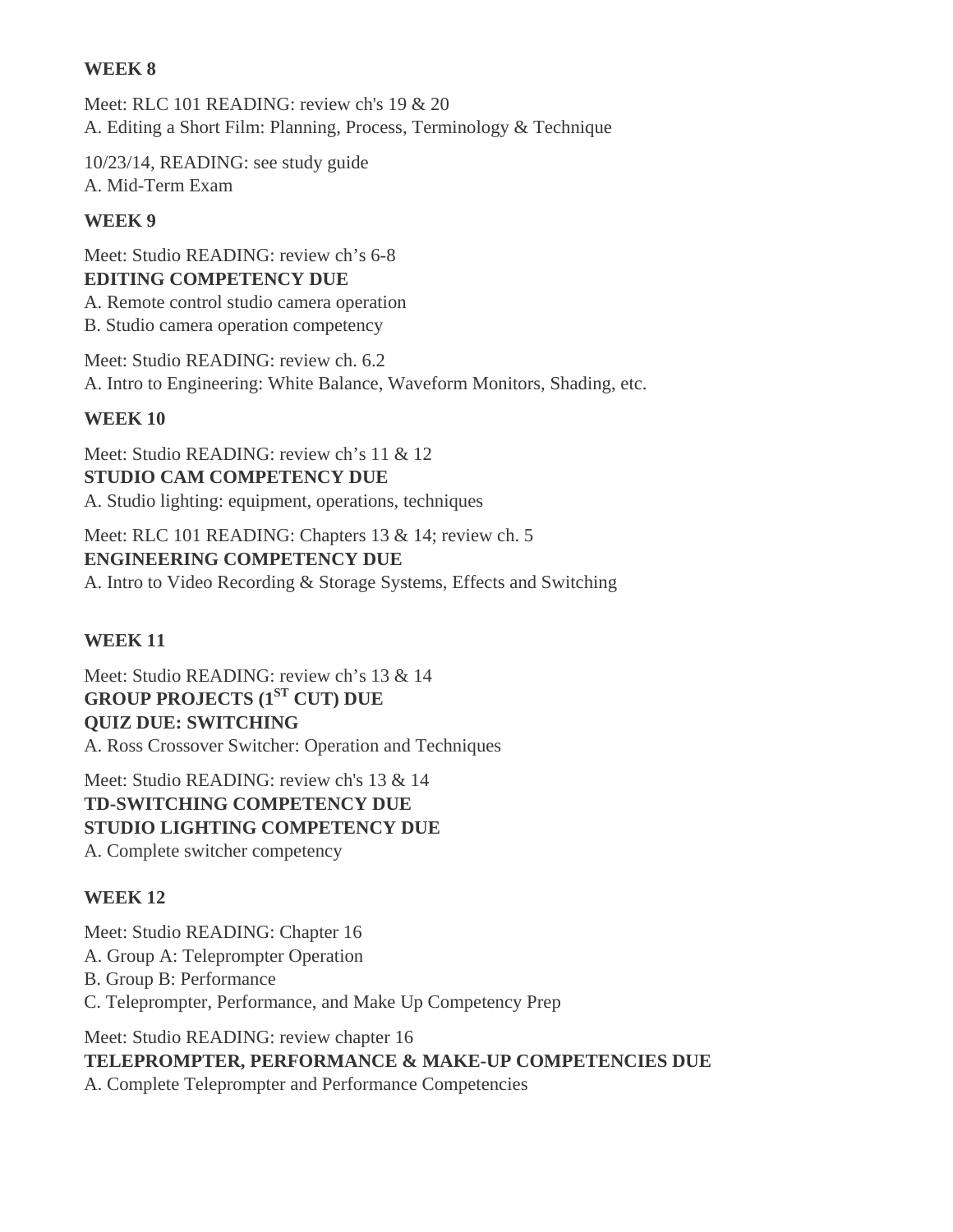**WEEK 8**

Meet: RLC 101 READING: review ch's 19 & 20
A. Editing a Short Film: Planning, Process, Terminology & Technique

10/23/14, READING: see study guide
A. Mid-Term Exam

**WEEK 9**

Meet: Studio READING: review ch’s 6-8
**EDITING COMPETENCY DUE**
A. Remote control studio camera operation
B. Studio camera operation competency

Meet: Studio READING: review ch. 6.2
A. Intro to Engineering: White Balance, Waveform Monitors, Shading, etc.

**WEEK 10**

Meet: Studio READING: review ch’s 11 & 12
**STUDIO CAM COMPETENCY DUE**
A. Studio lighting: equipment, operations, techniques

Meet: RLC 101 READING: Chapters 13 & 14; review ch. 5
**ENGINEERING COMPETENCY DUE**
A. Intro to Video Recording & Storage Systems, Effects and Switching

**WEEK 11**

Meet: Studio READING: review ch’s 13 & 14
**GROUP PROJECTS (1ST CUT) DUE**
**QUIZ DUE: SWITCHING**
A. Ross Crossover Switcher: Operation and Techniques

Meet: Studio READING: review ch's 13 & 14
**TD-SWITCHING COMPETENCY DUE**
**STUDIO LIGHTING COMPETENCY DUE**
A. Complete switcher competency

**WEEK 12**

Meet: Studio READING: Chapter 16
A. Group A: Teleprompter Operation
B. Group B: Performance
C. Teleprompter, Performance, and Make Up Competency Prep

Meet: Studio READING: review chapter 16
**TELEPROMPTER, PERFORMANCE & MAKE-UP COMPETENCIES DUE**
A. Complete Teleprompter and Performance Competencies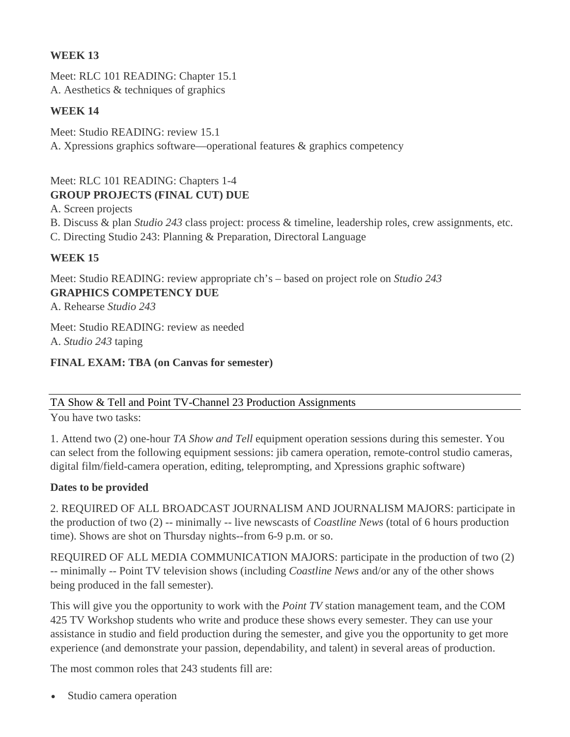**WEEK 13**

Meet: RLC 101 READING: Chapter 15.1
A. Aesthetics & techniques of graphics

**WEEK 14**

Meet: Studio READING: review 15.1
A. Xpressions graphics software—operational features & graphics competency

Meet: RLC 101 READING: Chapters 1-4
**GROUP PROJECTS (FINAL CUT) DUE**
A. Screen projects
B. Discuss & plan *Studio 243* class project: process & timeline, leadership roles, crew assignments, etc.
C. Directing Studio 243: Planning & Preparation, Directoral Language

**WEEK 15**

Meet: Studio READING: review appropriate ch's – based on project role on *Studio 243*
**GRAPHICS COMPETENCY DUE**
A. Rehearse *Studio 243*

Meet: Studio READING: review as needed
A. *Studio 243* taping

**FINAL EXAM: TBA (on Canvas for semester)**

---

TA Show & Tell and Point TV-Channel 23 Production Assignments

---

You have two tasks:

1. Attend two (2) one-hour *TA Show and Tell* equipment operation sessions during this semester. You can select from the following equipment sessions: jib camera operation, remote-control studio cameras, digital film/field-camera operation, editing, teleprompting, and Xpressions graphic software)

**Dates to be provided**

2. REQUIRED OF ALL BROADCAST JOURNALISM AND JOURNALISM MAJORS: participate in the production of two (2) -- minimally -- live newscasts of *Coastline News* (total of 6 hours production time). Shows are shot on Thursday nights--from 6-9 p.m. or so.

REQUIRED OF ALL MEDIA COMMUNICATION MAJORS: participate in the production of two (2) -- minimally -- Point TV television shows (including *Coastline News* and/or any of the other shows being produced in the fall semester).

This will give you the opportunity to work with the *Point TV* station management team, and the COM 425 TV Workshop students who write and produce these shows every semester. They can use your assistance in studio and field production during the semester, and give you the opportunity to get more experience (and demonstrate your passion, dependability, and talent) in several areas of production.

The most common roles that 243 students fill are:

- Studio camera operation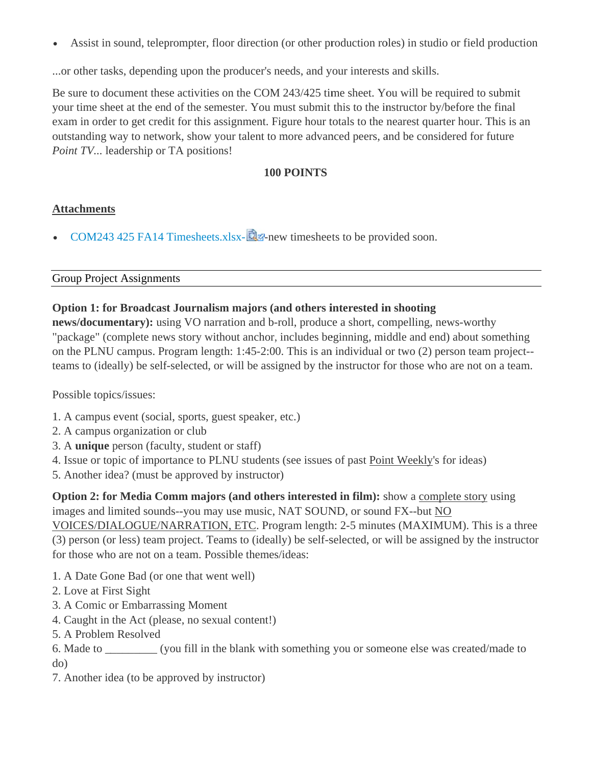- Assist in sound, teleprompter, floor direction (or other production roles) in studio or field production

...or other tasks, depending upon the producer's needs, and your interests and skills.

Be sure to document these activities on the COM 243/425 time sheet. You will be required to submit your time sheet at the end of the semester. You must submit this to the instructor by/before the final exam in order to get credit for this assignment. Figure hour totals to the nearest quarter hour. This is an outstanding way to network, show your talent to more advanced peers, and be considered for future *Point TV*... leadership or TA positions!

**100 POINTS**

**Attachments**

- COM243 425 FA14 Timesheets.xlsx--new timesheets to be provided soon.

## Group Project Assignments

**Option 1: for Broadcast Journalism majors (and others interested in shooting news/documentary):** using VO narration and b-roll, produce a short, compelling, news-worthy "package" (complete news story without anchor, includes beginning, middle and end) about something on the PLNU campus. Program length: 1:45-2:00. This is an individual or two (2) person team project--teams to (ideally) be self-selected, or will be assigned by the instructor for those who are not on a team.

Possible topics/issues:

1. A campus event (social, sports, guest speaker, etc.)
2. A campus organization or club
3. A **unique** person (faculty, student or staff)
4. Issue or topic of importance to PLNU students (see issues of past Point Weekly's for ideas)
5. Another idea? (must be approved by instructor)

**Option 2: for Media Comm majors (and others interested in film):** show a complete story using images and limited sounds--you may use music, NAT SOUND, or sound FX--but NO VOICES/DIALOGUE/NARRATION, ETC. Program length: 2-5 minutes (MAXIMUM). This is a three (3) person (or less) team project. Teams to (ideally) be self-selected, or will be assigned by the instructor for those who are not on a team. Possible themes/ideas:

1. A Date Gone Bad (or one that went well)
2. Love at First Sight
3. A Comic or Embarrassing Moment
4. Caught in the Act (please, no sexual content!)
5. A Problem Resolved
6. Made to _________ (you fill in the blank with something you or someone else was created/made to do)
7. Another idea (to be approved by instructor)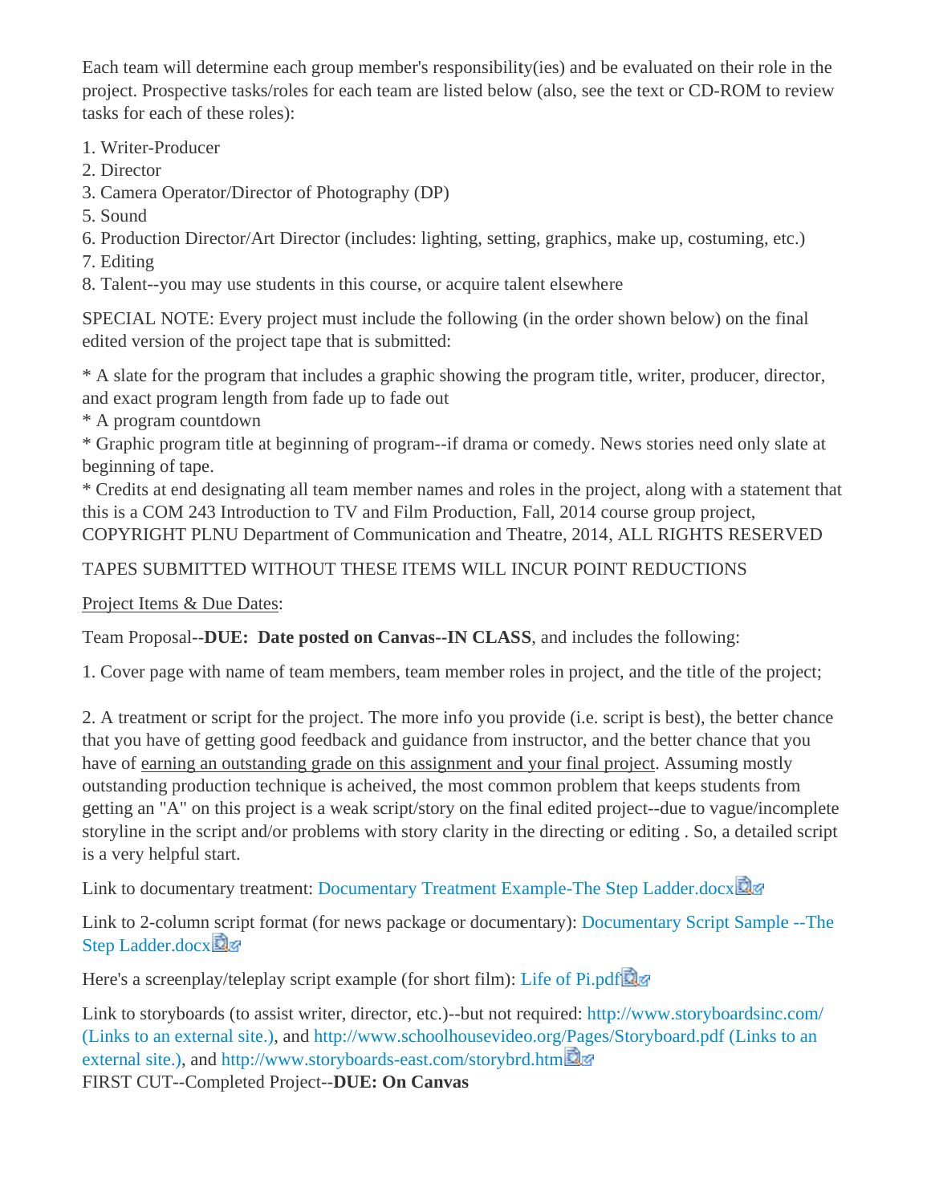Each team will determine each group member's responsibility(ies) and be evaluated on their role in the project. Prospective tasks/roles for each team are listed below (also, see the text or CD-ROM to review tasks for each of these roles):

1. Writer-Producer
2. Director
3. Camera Operator/Director of Photography (DP)
5. Sound
6. Production Director/Art Director (includes: lighting, setting, graphics, make up, costuming, etc.)
7. Editing
8. Talent--you may use students in this course, or acquire talent elsewhere

SPECIAL NOTE: Every project must include the following (in the order shown below) on the final edited version of the project tape that is submitted:

* A slate for the program that includes a graphic showing the program title, writer, producer, director, and exact program length from fade up to fade out
* A program countdown
* Graphic program title at beginning of program--if drama or comedy. News stories need only slate at beginning of tape.
* Credits at end designating all team member names and roles in the project, along with a statement that this is a COM 243 Introduction to TV and Film Production, Fall, 2014 course group project, COPYRIGHT PLNU Department of Communication and Theatre, 2014, ALL RIGHTS RESERVED

TAPES SUBMITTED WITHOUT THESE ITEMS WILL INCUR POINT REDUCTIONS

<u>Project Items & Due Dates</u>:

Team Proposal--**DUE: Date posted on Canvas--IN CLASS**, and includes the following:

1. Cover page with name of team members, team member roles in project, and the title of the project;

2. A treatment or script for the project. The more info you provide (i.e. script is best), the better chance that you have of getting good feedback and guidance from instructor, and the better chance that you have of <u>earning an outstanding grade on this assignment and your final project</u>. Assuming mostly outstanding production technique is acheived, the most common problem that keeps students from getting an "A" on this project is a weak script/story on the final edited project--due to vague/incomplete storyline in the script and/or problems with story clarity in the directing or editing . So, a detailed script is a very helpful start.

Link to documentary treatment: Documentary Treatment Example-The Step Ladder.docx

Link to 2-column script format (for news package or documentary): Documentary Script Sample --The Step Ladder.docx

Here's a screenplay/teleplay script example (for short film): Life of Pi.pdf

Link to storyboards (to assist writer, director, etc.)--but not required: http://www.storyboardsinc.com/ (Links to an external site.), and http://www.schoolhousevideo.org/Pages/Storyboard.pdf (Links to an external site.), and http://www.storyboards-east.com/storybrd.htm

FIRST CUT--Completed Project--**DUE: On Canvas**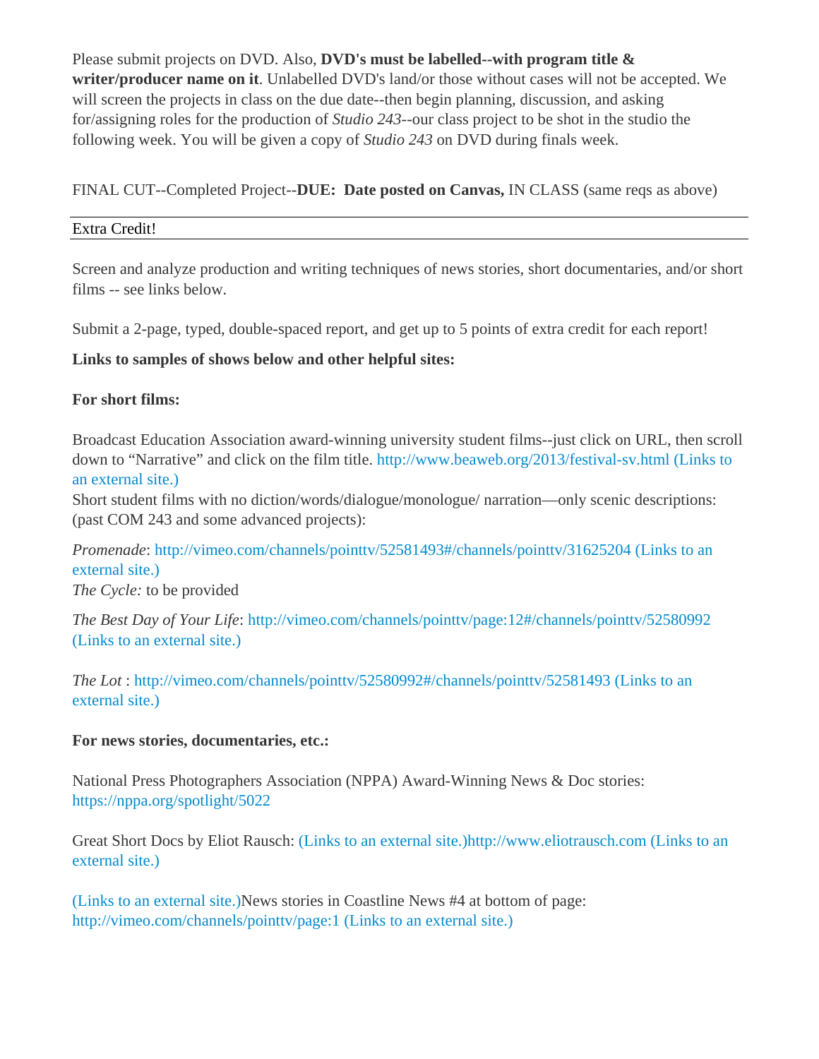Please submit projects on DVD. Also, **DVD's must be labelled--with program title & writer/producer name on it**. Unlabelled DVD's land/or those without cases will not be accepted. We will screen the projects in class on the due date--then begin planning, discussion, and asking for/assigning roles for the production of *Studio 243*--our class project to be shot in the studio the following week. You will be given a copy of *Studio 243* on DVD during finals week.

FINAL CUT--Completed Project--**DUE: Date posted on Canvas,** IN CLASS (same reqs as above)

Extra Credit!

Screen and analyze production and writing techniques of news stories, short documentaries, and/or short films -- see links below.

Submit a 2-page, typed, double-spaced report, and get up to 5 points of extra credit for each report!

**Links to samples of shows below and other helpful sites:**

**For short films:**

Broadcast Education Association award-winning university student films--just click on URL, then scroll down to "Narrative" and click on the film title. http://www.beaweb.org/2013/festival-sv.html (Links to an external site.)
Short student films with no diction/words/dialogue/monologue/ narration—only scenic descriptions: (past COM 243 and some advanced projects):

*Promenade*: http://vimeo.com/channels/pointtv/52581493#/channels/pointtv/31625204 (Links to an external site.)
*The Cycle:* to be provided

*The Best Day of Your Life*: http://vimeo.com/channels/pointtv/page:12#/channels/pointtv/52580992 (Links to an external site.)

*The Lot* : http://vimeo.com/channels/pointtv/52580992#/channels/pointtv/52581493 (Links to an external site.)

**For news stories, documentaries, etc.:**

National Press Photographers Association (NPPA) Award-Winning News & Doc stories: https://nppa.org/spotlight/5022

Great Short Docs by Eliot Rausch: (Links to an external site.)http://www.eliotrausch.com (Links to an external site.)

(Links to an external site.)News stories in Coastline News #4 at bottom of page: http://vimeo.com/channels/pointtv/page:1 (Links to an external site.)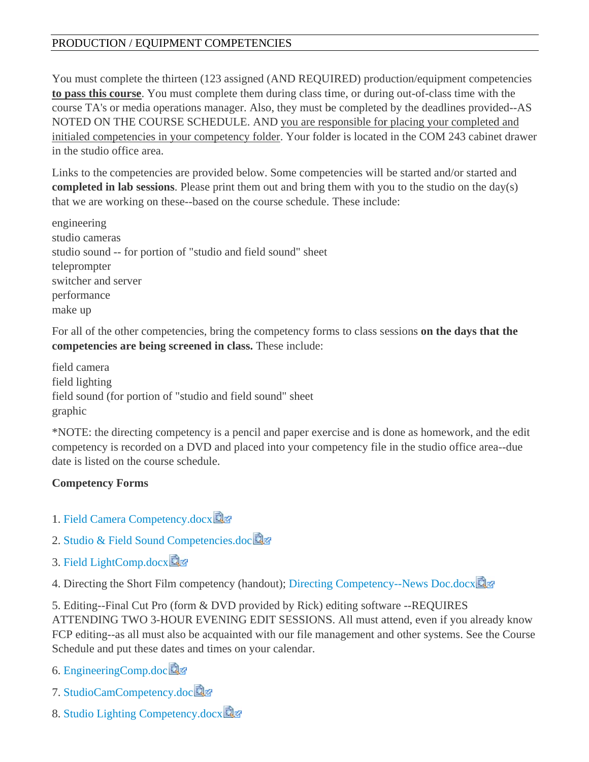PRODUCTION / EQUIPMENT COMPETENCIES

You must complete the thirteen (123 assigned (AND REQUIRED) production/equipment competencies **to pass this course**. You must complete them during class time, or during out-of-class time with the course TA's or media operations manager. Also, they must be completed by the deadlines provided--AS NOTED ON THE COURSE SCHEDULE. AND you are responsible for placing your completed and initialed competencies in your competency folder. Your folder is located in the COM 243 cabinet drawer in the studio office area.

Links to the competencies are provided below. Some competencies will be started and/or started and **completed in lab sessions**. Please print them out and bring them with you to the studio on the day(s) that we are working on these--based on the course schedule. These include:

engineering
studio cameras
studio sound -- for portion of "studio and field sound" sheet
teleprompter
switcher and server
performance
make up

For all of the other competencies, bring the competency forms to class sessions **on the days that the competencies are being screened in class.** These include:

field camera
field lighting
field sound (for portion of "studio and field sound" sheet
graphic

*NOTE: the directing competency is a pencil and paper exercise and is done as homework, and the edit competency is recorded on a DVD and placed into your competency file in the studio office area--due date is listed on the course schedule.

**Competency Forms**

1. Field Camera Competency.docx

2. Studio & Field Sound Competencies.doc

3. Field LightComp.docx

4. Directing the Short Film competency (handout); Directing Competency--News Doc.docx

5. Editing--Final Cut Pro (form & DVD provided by Rick) editing software --REQUIRES ATTENDING TWO 3-HOUR EVENING EDIT SESSIONS. All must attend, even if you already know FCP editing--as all must also be acquainted with our file management and other systems. See the Course Schedule and put these dates and times on your calendar.

6. EngineeringComp.doc

7. StudioCamCompetency.doc

8. Studio Lighting Competency.docx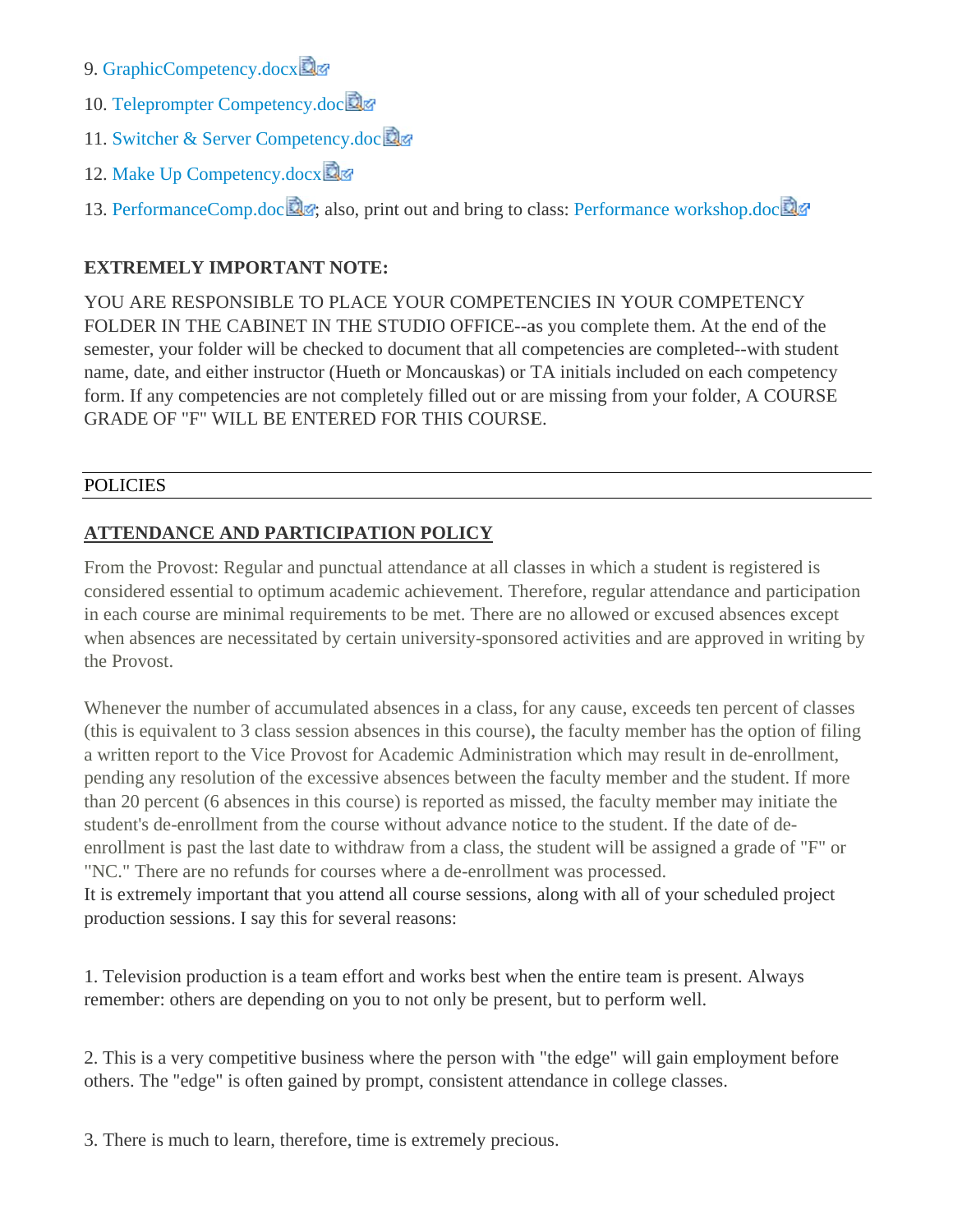9. GraphicCompetency.docx

10. Teleprompter Competency.doc

11. Switcher & Server Competency.doc

12. Make Up Competency.docx

13. PerformanceComp.doc; also, print out and bring to class: Performance workshop.doc

**EXTREMELY IMPORTANT NOTE:**

YOU ARE RESPONSIBLE TO PLACE YOUR COMPETENCIES IN YOUR COMPETENCY FOLDER IN THE CABINET IN THE STUDIO OFFICE--as you complete them. At the end of the semester, your folder will be checked to document that all competencies are completed--with student name, date, and either instructor (Hueth or Moncauskas) or TA initials included on each competency form. If any competencies are not completely filled out or are missing from your folder, A COURSE GRADE OF "F" WILL BE ENTERED FOR THIS COURSE.

---

POLICIES

---

## ATTENDANCE AND PARTICIPATION POLICY

From the Provost: Regular and punctual attendance at all classes in which a student is registered is considered essential to optimum academic achievement. Therefore, regular attendance and participation in each course are minimal requirements to be met. There are no allowed or excused absences except when absences are necessitated by certain university-sponsored activities and are approved in writing by the Provost.

Whenever the number of accumulated absences in a class, for any cause, exceeds ten percent of classes (this is equivalent to 3 class session absences in this course), the faculty member has the option of filing a written report to the Vice Provost for Academic Administration which may result in de-enrollment, pending any resolution of the excessive absences between the faculty member and the student. If more than 20 percent (6 absences in this course) is reported as missed, the faculty member may initiate the student's de-enrollment from the course without advance notice to the student. If the date of de-enrollment is past the last date to withdraw from a class, the student will be assigned a grade of "F" or "NC." There are no refunds for courses where a de-enrollment was processed.
It is extremely important that you attend all course sessions, along with all of your scheduled project production sessions. I say this for several reasons:

1. Television production is a team effort and works best when the entire team is present. Always remember: others are depending on you to not only be present, but to perform well.

2. This is a very competitive business where the person with "the edge" will gain employment before others. The "edge" is often gained by prompt, consistent attendance in college classes.

3. There is much to learn, therefore, time is extremely precious.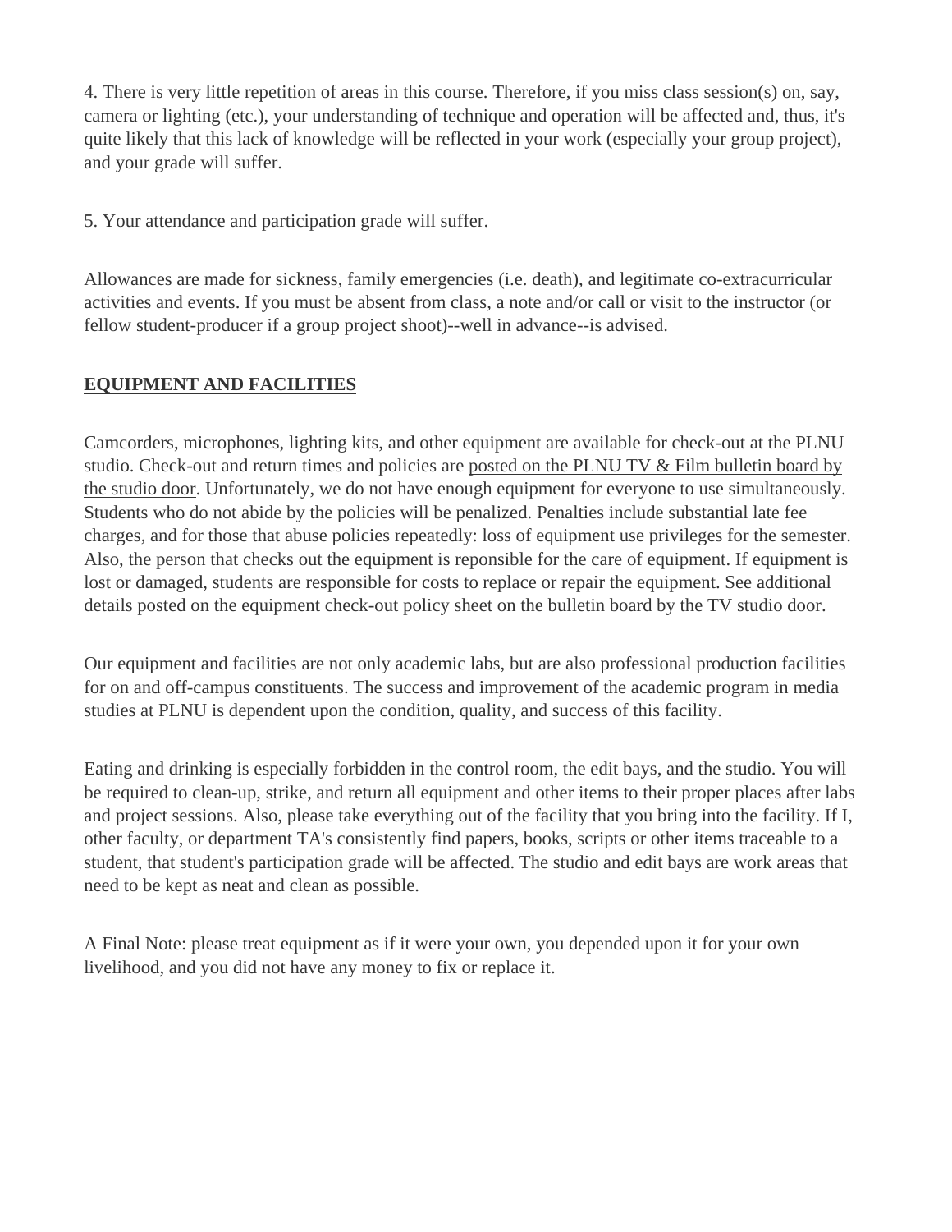4. There is very little repetition of areas in this course. Therefore, if you miss class session(s) on, say, camera or lighting (etc.), your understanding of technique and operation will be affected and, thus, it's quite likely that this lack of knowledge will be reflected in your work (especially your group project), and your grade will suffer.

5. Your attendance and participation grade will suffer.

Allowances are made for sickness, family emergencies (i.e. death), and legitimate co-extracurricular activities and events. If you must be absent from class, a note and/or call or visit to the instructor (or fellow student-producer if a group project shoot)--well in advance--is advised.

## EQUIPMENT AND FACILITIES

Camcorders, microphones, lighting kits, and other equipment are available for check-out at the PLNU studio. Check-out and return times and policies are posted on the PLNU TV & Film bulletin board by the studio door. Unfortunately, we do not have enough equipment for everyone to use simultaneously. Students who do not abide by the policies will be penalized. Penalties include substantial late fee charges, and for those that abuse policies repeatedly: loss of equipment use privileges for the semester. Also, the person that checks out the equipment is reponsible for the care of equipment. If equipment is lost or damaged, students are responsible for costs to replace or repair the equipment. See additional details posted on the equipment check-out policy sheet on the bulletin board by the TV studio door.

Our equipment and facilities are not only academic labs, but are also professional production facilities for on and off-campus constituents. The success and improvement of the academic program in media studies at PLNU is dependent upon the condition, quality, and success of this facility.

Eating and drinking is especially forbidden in the control room, the edit bays, and the studio. You will be required to clean-up, strike, and return all equipment and other items to their proper places after labs and project sessions. Also, please take everything out of the facility that you bring into the facility. If I, other faculty, or department TA's consistently find papers, books, scripts or other items traceable to a student, that student's participation grade will be affected. The studio and edit bays are work areas that need to be kept as neat and clean as possible.

A Final Note: please treat equipment as if it were your own, you depended upon it for your own livelihood, and you did not have any money to fix or replace it.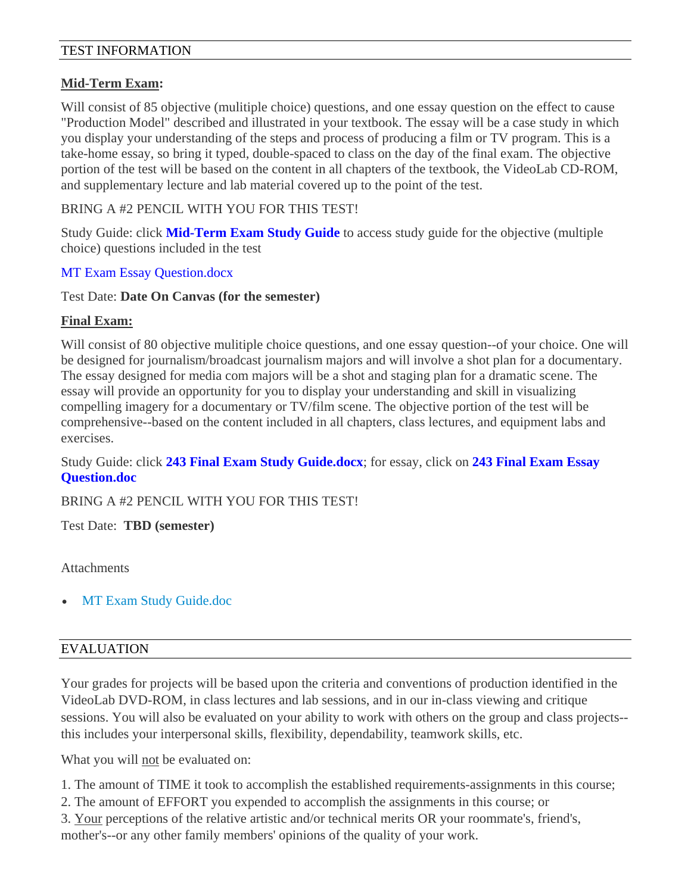## TEST INFORMATION

**Mid-Term Exam:**

Will consist of 85 objective (mulitiple choice) questions, and one essay question on the effect to cause "Production Model" described and illustrated in your textbook. The essay will be a case study in which you display your understanding of the steps and process of producing a film or TV program. This is a take-home essay, so bring it typed, double-spaced to class on the day of the final exam. The objective portion of the test will be based on the content in all chapters of the textbook, the VideoLab CD-ROM, and supplementary lecture and lab material covered up to the point of the test.

BRING A #2 PENCIL WITH YOU FOR THIS TEST!

Study Guide: click **Mid-Term Exam Study Guide** to access study guide for the objective (multiple choice) questions included in the test

MT Exam Essay Question.docx

Test Date: **Date On Canvas (for the semester)**

**Final Exam:**

Will consist of 80 objective mulitiple choice questions, and one essay question--of your choice. One will be designed for journalism/broadcast journalism majors and will involve a shot plan for a documentary. The essay designed for media com majors will be a shot and staging plan for a dramatic scene. The essay will provide an opportunity for you to display your understanding and skill in visualizing compelling imagery for a documentary or TV/film scene. The objective portion of the test will be comprehensive--based on the content included in all chapters, class lectures, and equipment labs and exercises.

Study Guide: click **243 Final Exam Study Guide.docx**; for essay, click on **243 Final Exam Essay Question.doc**

BRING A #2 PENCIL WITH YOU FOR THIS TEST!

Test Date: **TBD (semester)**

Attachments

- MT Exam Study Guide.doc

## EVALUATION

Your grades for projects will be based upon the criteria and conventions of production identified in the VideoLab DVD-ROM, in class lectures and lab sessions, and in our in-class viewing and critique sessions. You will also be evaluated on your ability to work with others on the group and class projects--this includes your interpersonal skills, flexibility, dependability, teamwork skills, etc.

What you will not be evaluated on:

1. The amount of TIME it took to accomplish the established requirements-assignments in this course;
2. The amount of EFFORT you expended to accomplish the assignments in this course; or
3. Your perceptions of the relative artistic and/or technical merits OR your roommate's, friend's, mother's--or any other family members' opinions of the quality of your work.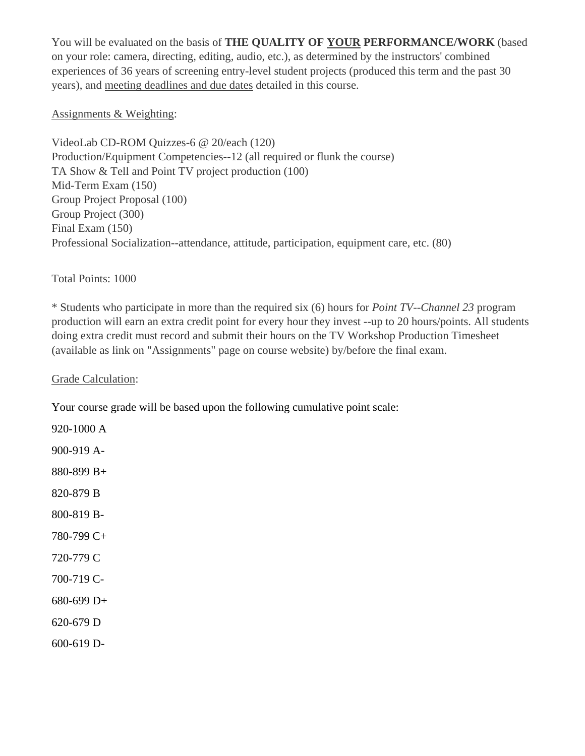You will be evaluated on the basis of **THE QUALITY OF <u>YOUR</u> PERFORMANCE/WORK** (based on your role: camera, directing, editing, audio, etc.), as determined by the instructors' combined experiences of 36 years of screening entry-level student projects (produced this term and the past 30 years), and <u>meeting deadlines and due dates</u> detailed in this course.

<u>Assignments & Weighting</u>:

VideoLab CD-ROM Quizzes-6 @ 20/each (120)
Production/Equipment Competencies--12 (all required or flunk the course)
TA Show & Tell and Point TV project production (100)
Mid-Term Exam (150)
Group Project Proposal (100)
Group Project (300)
Final Exam (150)
Professional Socialization--attendance, attitude, participation, equipment care, etc. (80)

Total Points: 1000

* Students who participate in more than the required six (6) hours for *Point TV--Channel 23* program production will earn an extra credit point for every hour they invest --up to 20 hours/points. All students doing extra credit must record and submit their hours on the TV Workshop Production Timesheet (available as link on "Assignments" page on course website) by/before the final exam.

<u>Grade Calculation</u>:

Your course grade will be based upon the following cumulative point scale:

920-1000 A

900-919 A-

880-899 B+

820-879 B

800-819 B-

780-799 C+

720-779 C

700-719 C-

680-699 D+

620-679 D

600-619 D-